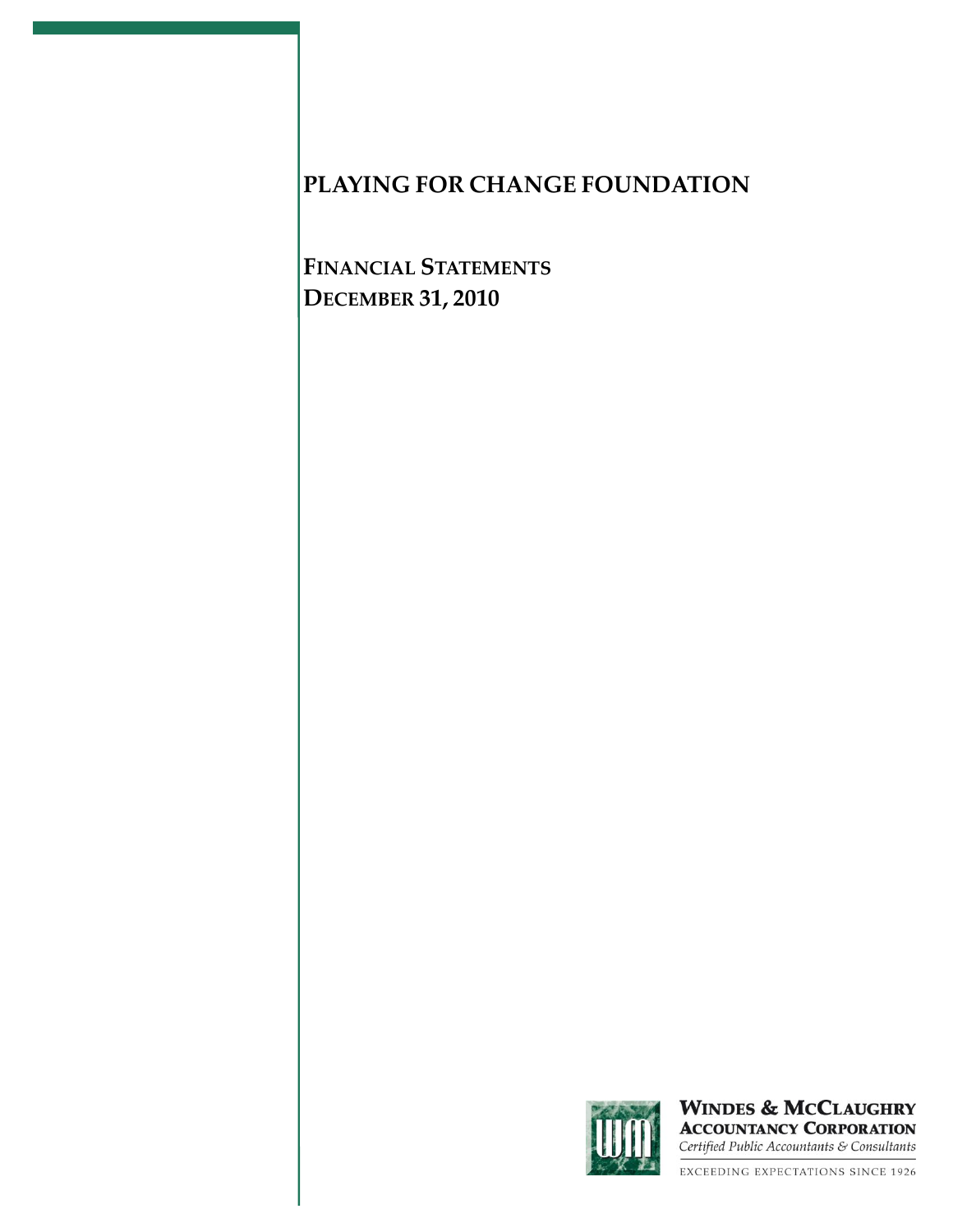# PLAYING FOR CHANGE FOUNDATION

## FINANCIAL STATEMENTS
## DECEMBER 31, 2010

**WINDES & MCCLAUGHRY**
**ACCOUNTANCY CORPORATION**
*Certified Public Accountants & Consultants*

EXCEEDING EXPECTATIONS SINCE 1926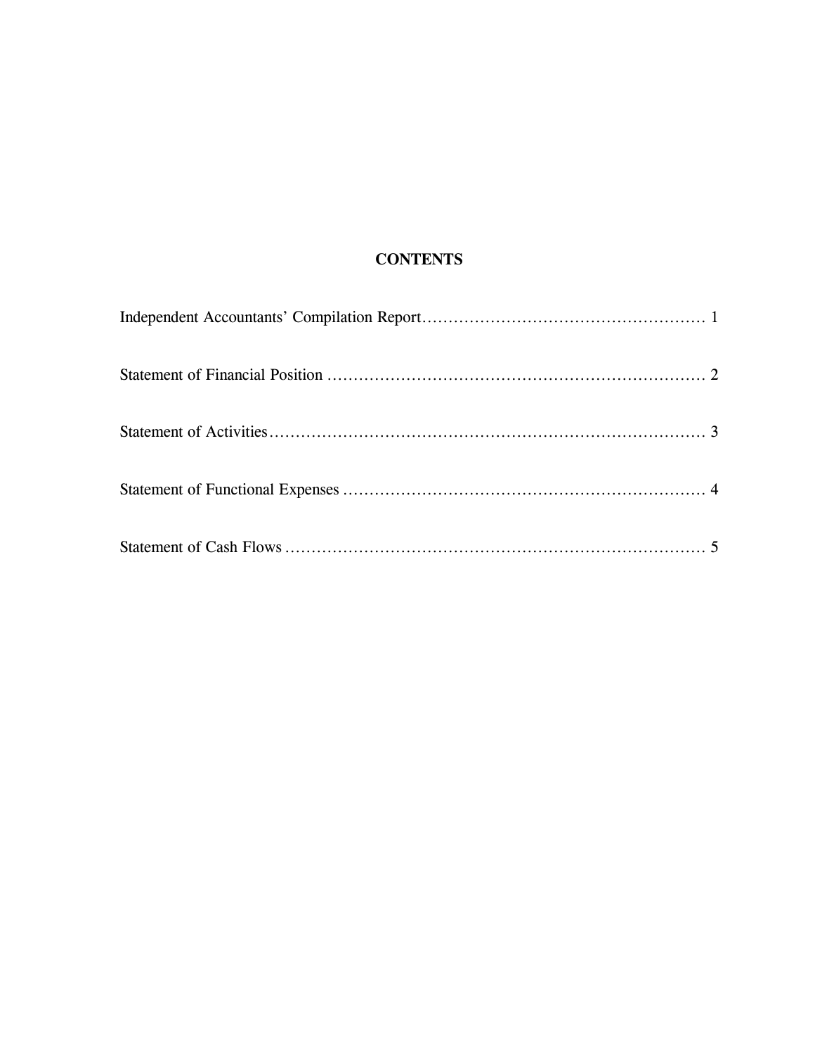# CONTENTS

Independent Accountants' Compilation Report………………………………………………… 1

Statement of Financial Position ………………………………………………………………… 2

Statement of Activities…………………………………………………………………………… 3

Statement of Functional Expenses ……………………………………………………………… 4

Statement of Cash Flows ………………………………………………………………………… 5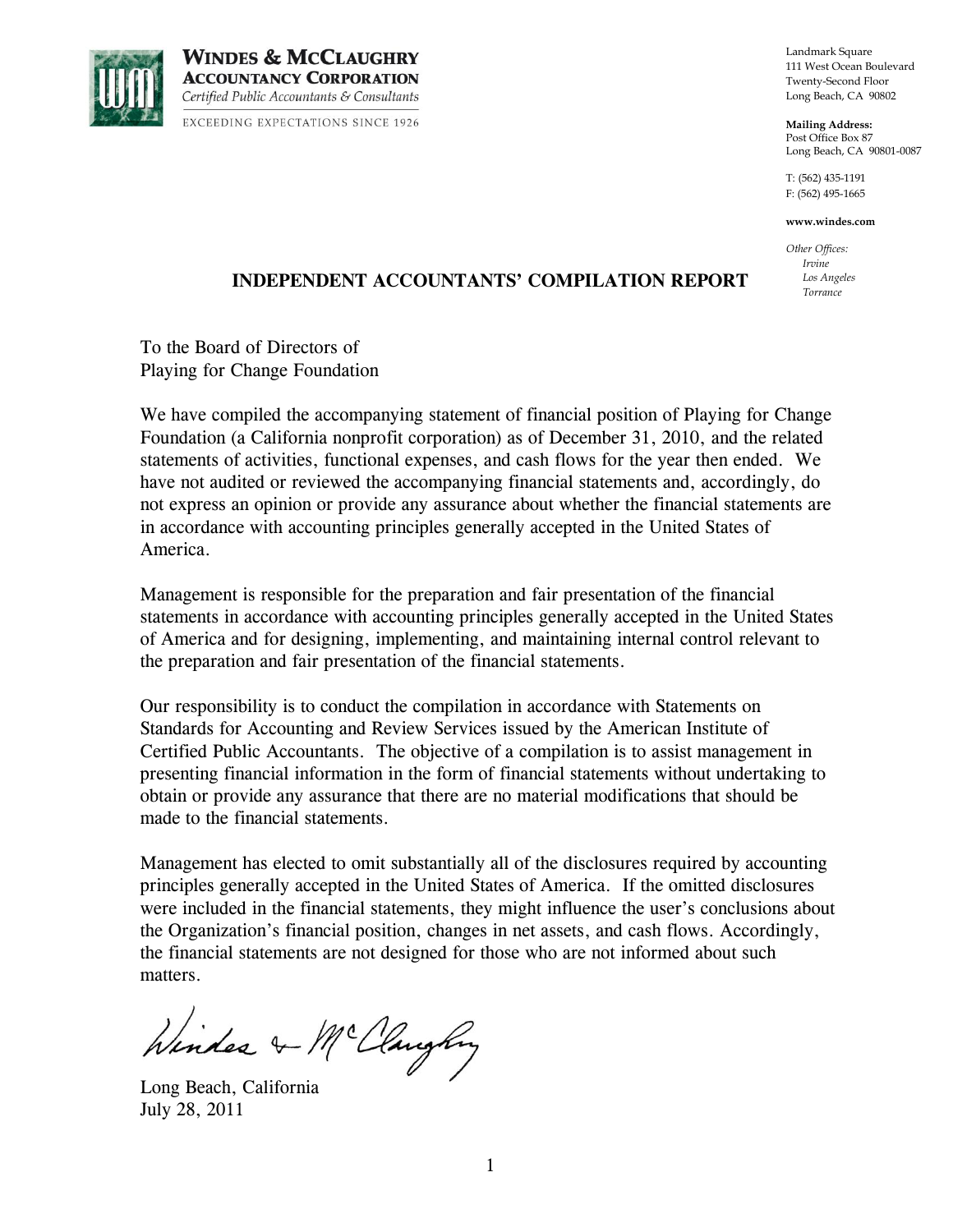**WINDES & McCLAUGHRY ACCOUNTANCY CORPORATION**
*Certified Public Accountants & Consultants*
EXCEEDING EXPECTATIONS SINCE 1926

Landmark Square
111 West Ocean Boulevard
Twenty-Second Floor
Long Beach, CA 90802

**Mailing Address:**
Post Office Box 87
Long Beach, CA 90801-0087

T: (562) 435-1191
F: (562) 495-1665

**www.windes.com**

*Other Offices:*
*Irvine*
*Los Angeles*
*Torrance*

## INDEPENDENT ACCOUNTANTS' COMPILATION REPORT

To the Board of Directors of
Playing for Change Foundation

We have compiled the accompanying statement of financial position of Playing for Change Foundation (a California nonprofit corporation) as of December 31, 2010, and the related statements of activities, functional expenses, and cash flows for the year then ended. We have not audited or reviewed the accompanying financial statements and, accordingly, do not express an opinion or provide any assurance about whether the financial statements are in accordance with accounting principles generally accepted in the United States of America.

Management is responsible for the preparation and fair presentation of the financial statements in accordance with accounting principles generally accepted in the United States of America and for designing, implementing, and maintaining internal control relevant to the preparation and fair presentation of the financial statements.

Our responsibility is to conduct the compilation in accordance with Statements on Standards for Accounting and Review Services issued by the American Institute of Certified Public Accountants. The objective of a compilation is to assist management in presenting financial information in the form of financial statements without undertaking to obtain or provide any assurance that there are no material modifications that should be made to the financial statements.

Management has elected to omit substantially all of the disclosures required by accounting principles generally accepted in the United States of America. If the omitted disclosures were included in the financial statements, they might influence the user's conclusions about the Organization's financial position, changes in net assets, and cash flows. Accordingly, the financial statements are not designed for those who are not informed about such matters.

*Windes & McClaughry*

Long Beach, California
July 28, 2011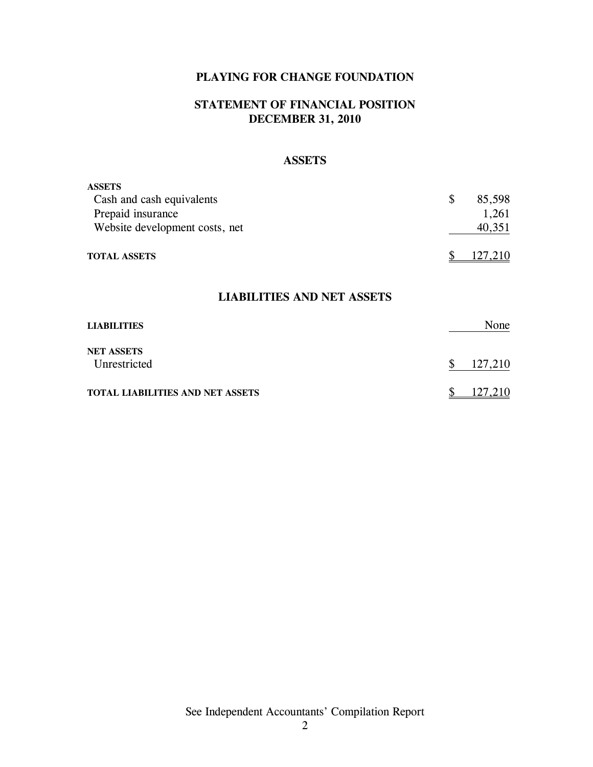# PLAYING FOR CHANGE FOUNDATION

## STATEMENT OF FINANCIAL POSITION
## DECEMBER 31, 2010

### ASSETS

| | |
|---|---|
| **ASSETS** | |
| Cash and cash equivalents | $ 85,598 |
| Prepaid insurance | 1,261 |
| Website development costs, net | 40,351 |
| **TOTAL ASSETS** | $ 127,210 |

### LIABILITIES AND NET ASSETS

| | |
|---|---|
| **LIABILITIES** | None |
| **NET ASSETS** | |
| Unrestricted | $ 127,210 |
| **TOTAL LIABILITIES AND NET ASSETS** | $ 127,210 |

See Independent Accountants' Compilation Report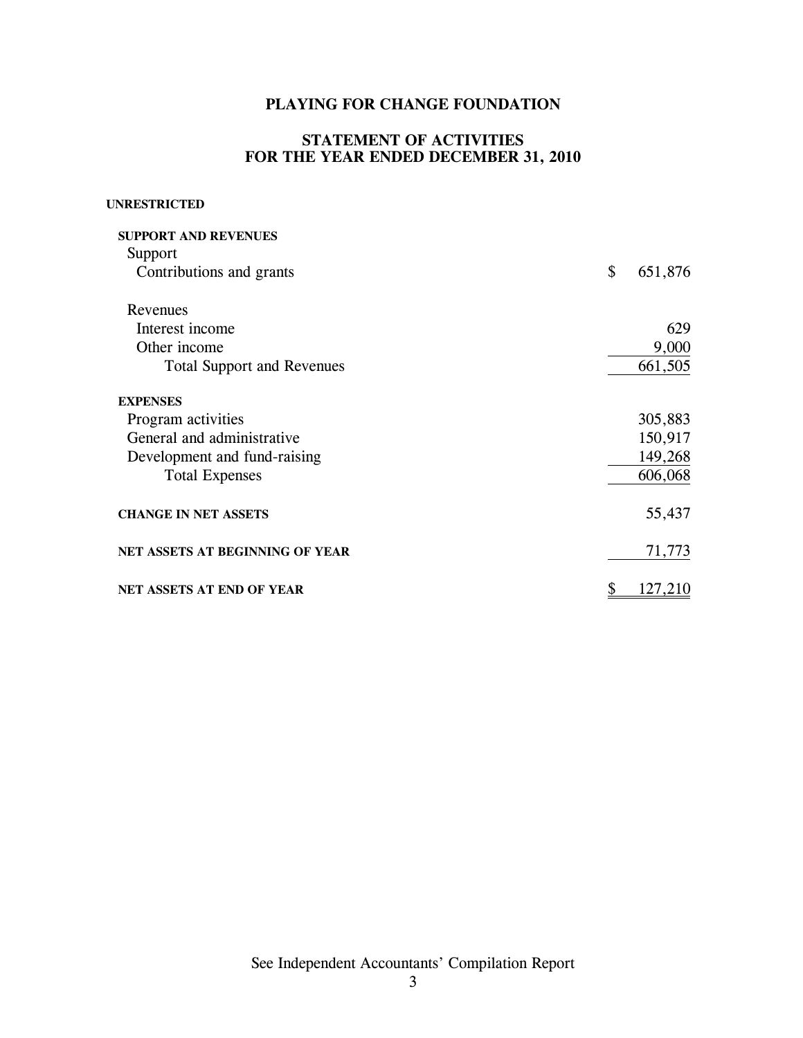# PLAYING FOR CHANGE FOUNDATION

## STATEMENT OF ACTIVITIES
## FOR THE YEAR ENDED DECEMBER 31, 2010

| | |
|---|---|
| **UNRESTRICTED** | |
| **SUPPORT AND REVENUES** | |
| Support | |
| Contributions and grants | $ 651,876 |
| Revenues | |
| Interest income | 629 |
| Other income | 9,000 |
| Total Support and Revenues | 661,505 |
| **EXPENSES** | |
| Program activities | 305,883 |
| General and administrative | 150,917 |
| Development and fund-raising | 149,268 |
| Total Expenses | 606,068 |
| **CHANGE IN NET ASSETS** | 55,437 |
| **NET ASSETS AT BEGINNING OF YEAR** | 71,773 |
| **NET ASSETS AT END OF YEAR** | $ 127,210 |

See Independent Accountants' Compilation Report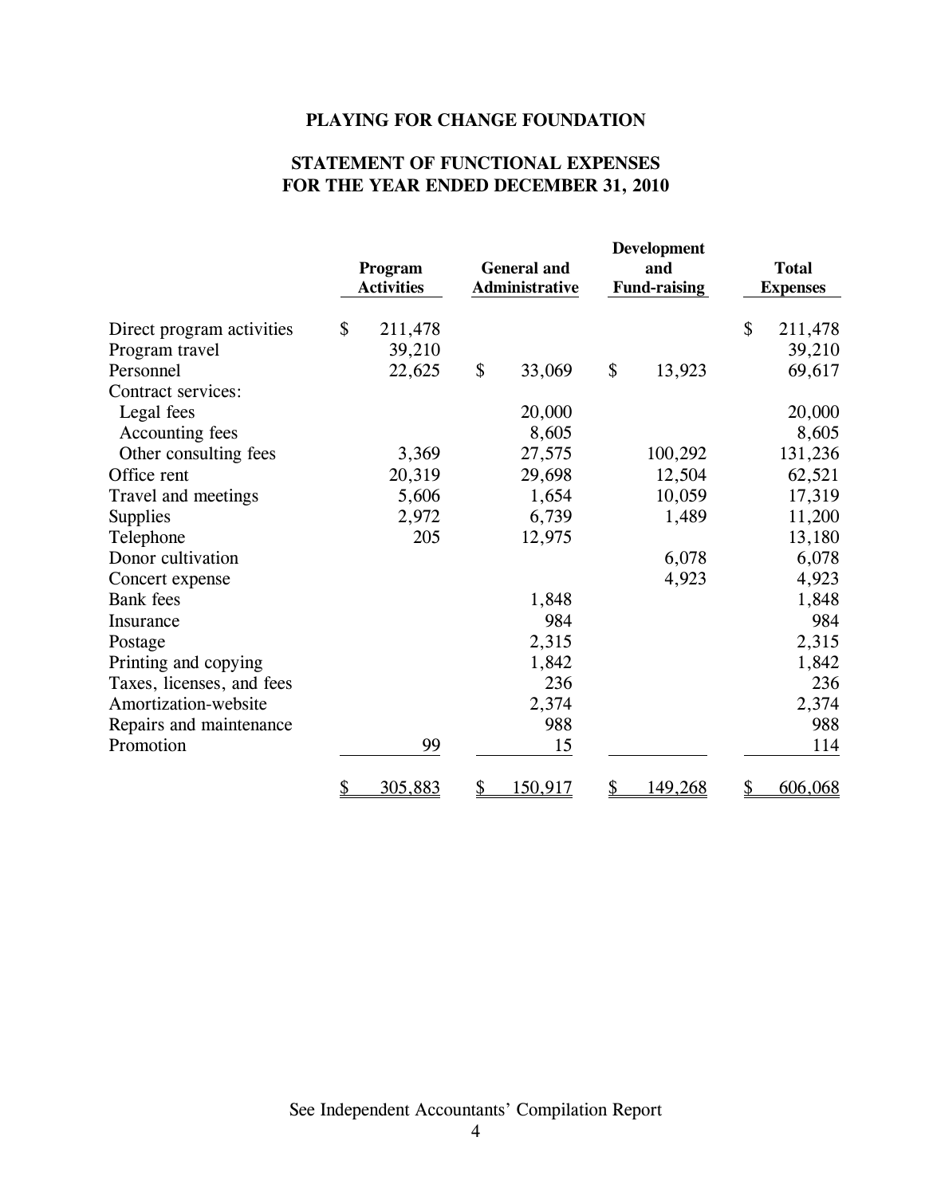# PLAYING FOR CHANGE FOUNDATION

## STATEMENT OF FUNCTIONAL EXPENSES
## FOR THE YEAR ENDED DECEMBER 31, 2010

| | Program Activities | General and Administrative | Development and Fund-raising | Total Expenses |
|---|---|---|---|---|
| Direct program activities | $ 211,478 | | | $ 211,478 |
| Program travel | 39,210 | | | 39,210 |
| Personnel | 22,625 | $ 33,069 | $ 13,923 | 69,617 |
| Contract services: | | | | |
| Legal fees | | 20,000 | | 20,000 |
| Accounting fees | | 8,605 | | 8,605 |
| Other consulting fees | 3,369 | 27,575 | 100,292 | 131,236 |
| Office rent | 20,319 | 29,698 | 12,504 | 62,521 |
| Travel and meetings | 5,606 | 1,654 | 10,059 | 17,319 |
| Supplies | 2,972 | 6,739 | 1,489 | 11,200 |
| Telephone | 205 | 12,975 | | 13,180 |
| Donor cultivation | | | 6,078 | 6,078 |
| Concert expense | | | 4,923 | 4,923 |
| Bank fees | | 1,848 | | 1,848 |
| Insurance | | 984 | | 984 |
| Postage | | 2,315 | | 2,315 |
| Printing and copying | | 1,842 | | 1,842 |
| Taxes, licenses, and fees | | 236 | | 236 |
| Amortization-website | | 2,374 | | 2,374 |
| Repairs and maintenance | | 988 | | 988 |
| Promotion | 99 | 15 | | 114 |
| | $ 305,883 | $ 150,917 | $ 149,268 | $ 606,068 |

See Independent Accountants' Compilation Report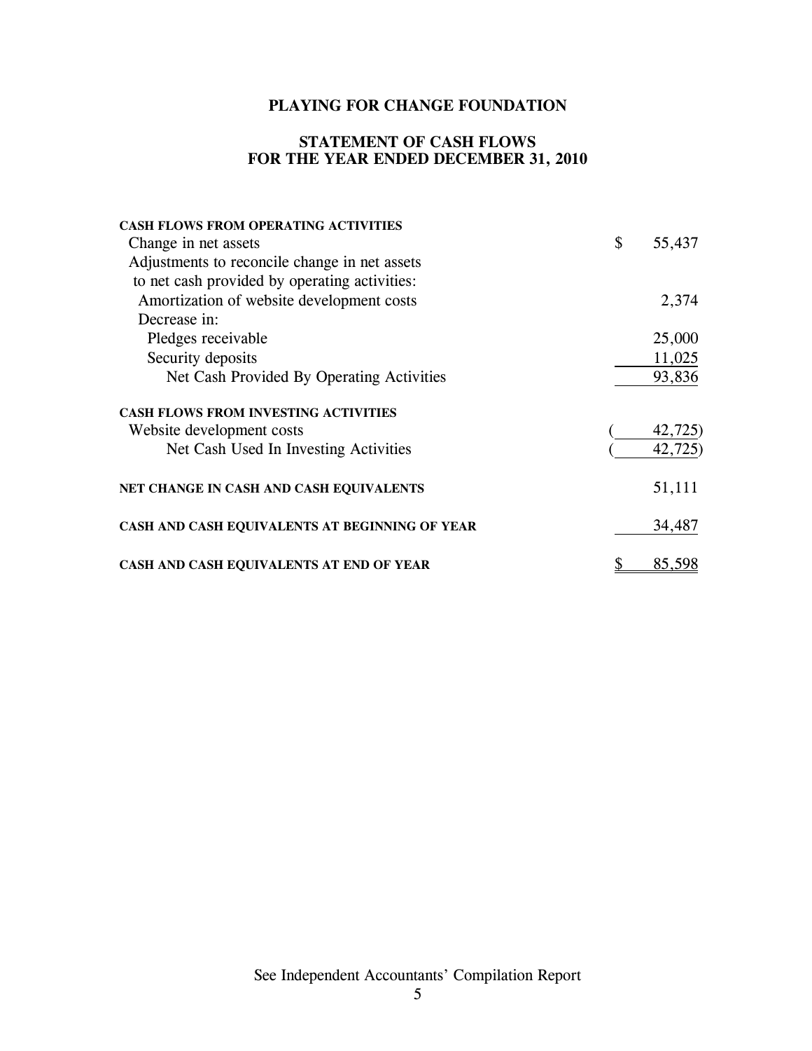# PLAYING FOR CHANGE FOUNDATION

## STATEMENT OF CASH FLOWS
## FOR THE YEAR ENDED DECEMBER 31, 2010

| | |
|---|---|
| **CASH FLOWS FROM OPERATING ACTIVITIES** | |
| Change in net assets | $ 55,437 |
| Adjustments to reconcile change in net assets to net cash provided by operating activities: | |
| Amortization of website development costs | 2,374 |
| Decrease in: | |
| Pledges receivable | 25,000 |
| Security deposits | 11,025 |
| Net Cash Provided By Operating Activities | 93,836 |
| **CASH FLOWS FROM INVESTING ACTIVITIES** | |
| Website development costs | (42,725) |
| Net Cash Used In Investing Activities | (42,725) |
| **NET CHANGE IN CASH AND CASH EQUIVALENTS** | 51,111 |
| **CASH AND CASH EQUIVALENTS AT BEGINNING OF YEAR** | 34,487 |
| **CASH AND CASH EQUIVALENTS AT END OF YEAR** | $ 85,598 |

See Independent Accountants' Compilation Report